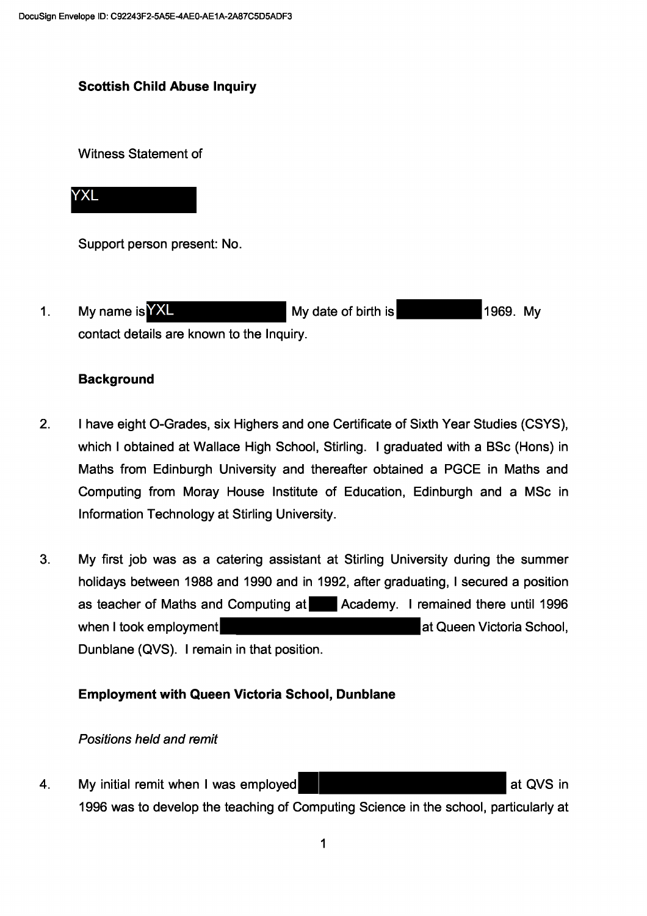**Scottish Child Abuse Inquiry**

Witness Statement of

YXL

Support person present: No.

1. My name is YXL My date of birth is 1969. My contact details are known to the Inquiry.

**Background**

2. I have eight O-Grades, six Highers and one Certificate of Sixth Year Studies (CSYS), which I obtained at Wallace High School, Stirling. I graduated with a BSc (Hons) in Maths from Edinburgh University and thereafter obtained a PGCE in Maths and Computing from Moray House Institute of Education, Edinburgh and a MSc in Information Technology at Stirling University.

3. My first job was as a catering assistant at Stirling University during the summer holidays between 1988 and 1990 and in 1992, after graduating, I secured a position as teacher of Maths and Computing at Academy. I remained there until 1996 when I took employment at Queen Victoria School, Dunblane (QVS). I remain in that position.

**Employment with Queen Victoria School, Dunblane**

*Positions held and remit*

4. My initial remit when I was employed at QVS in 1996 was to develop the teaching of Computing Science in the school, particularly at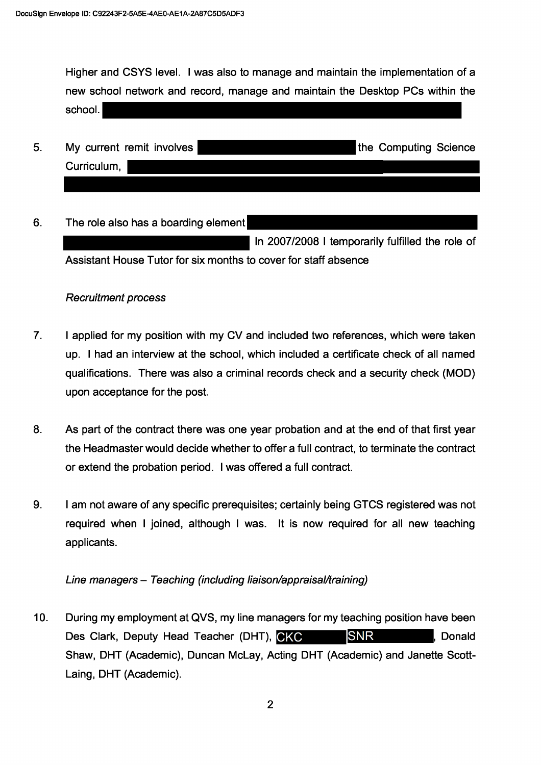Higher and CSYS level. I was also to manage and maintain the implementation of a new school network and record, manage and maintain the Desktop PCs within the school.

5. My current remit involves the Computing Science Curriculum,

6. The role also has a boarding element In 2007/2008 I temporarily fulfilled the role of Assistant House Tutor for six months to cover for staff absence

*Recruitment process*

7. I applied for my position with my CV and included two references, which were taken up. I had an interview at the school, which included a certificate check of all named qualifications. There was also a criminal records check and a security check (MOD) upon acceptance for the post.

8. As part of the contract there was one year probation and at the end of that first year the Headmaster would decide whether to offer a full contract, to terminate the contract or extend the probation period. I was offered a full contract.

9. I am not aware of any specific prerequisites; certainly being GTCS registered was not required when I joined, although I was. It is now required for all new teaching applicants.

*Line managers – Teaching (including liaison/appraisal/training)*

10. During my employment at QVS, my line managers for my teaching position have been Des Clark, Deputy Head Teacher (DHT), CKC SNR, Donald Shaw, DHT (Academic), Duncan McLay, Acting DHT (Academic) and Janette Scott-Laing, DHT (Academic).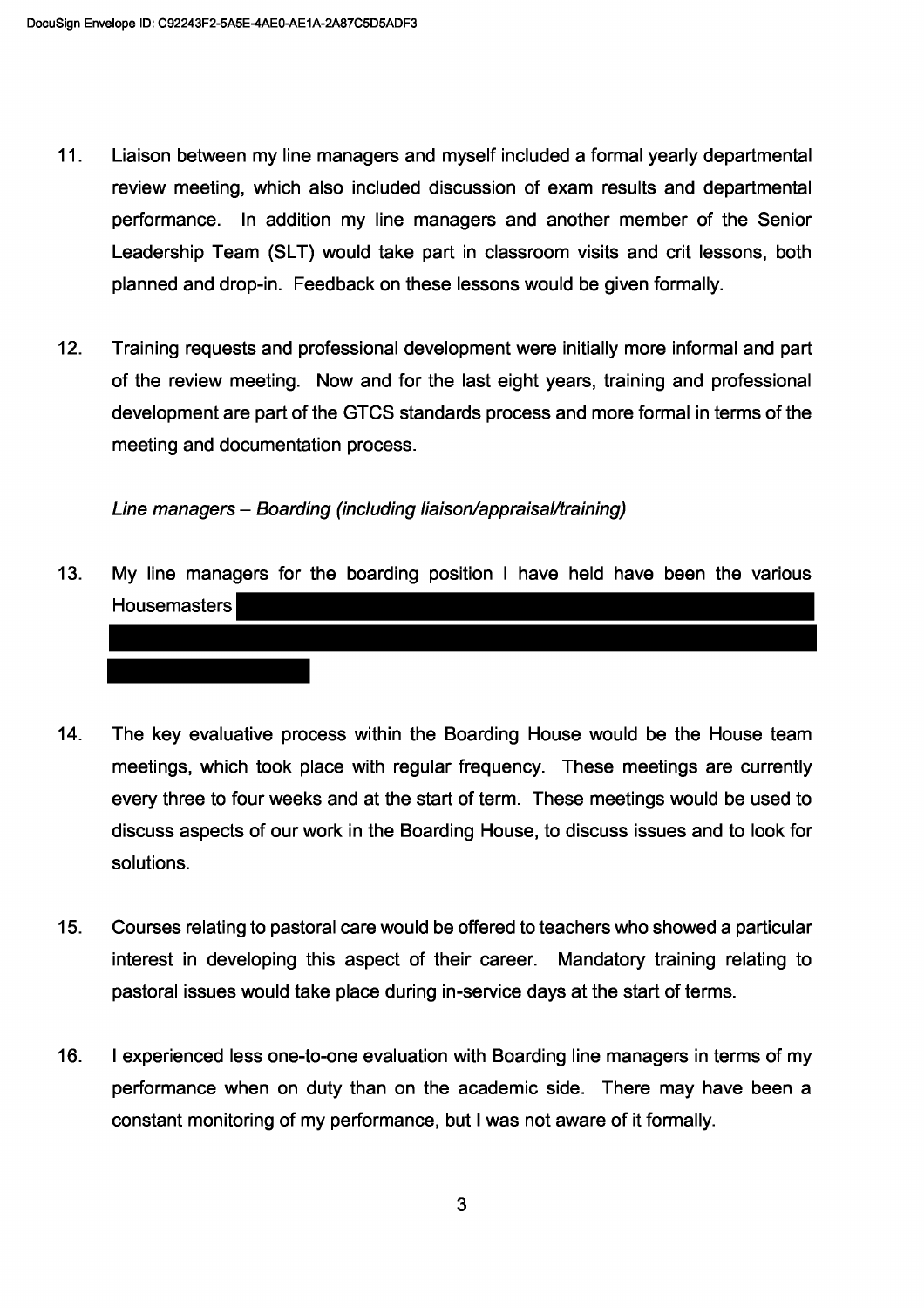11. Liaison between my line managers and myself included a formal yearly departmental review meeting, which also included discussion of exam results and departmental performance. In addition my line managers and another member of the Senior Leadership Team (SLT) would take part in classroom visits and crit lessons, both planned and drop-in. Feedback on these lessons would be given formally.

12. Training requests and professional development were initially more informal and part of the review meeting. Now and for the last eight years, training and professional development are part of the GTCS standards process and more formal in terms of the meeting and documentation process.

*Line managers – Boarding (including liaison/appraisal/training)*

13. My line managers for the boarding position I have held have been the various Housemasters [REDACTED]

14. The key evaluative process within the Boarding House would be the House team meetings, which took place with regular frequency. These meetings are currently every three to four weeks and at the start of term. These meetings would be used to discuss aspects of our work in the Boarding House, to discuss issues and to look for solutions.

15. Courses relating to pastoral care would be offered to teachers who showed a particular interest in developing this aspect of their career. Mandatory training relating to pastoral issues would take place during in-service days at the start of terms.

16. I experienced less one-to-one evaluation with Boarding line managers in terms of my performance when on duty than on the academic side. There may have been a constant monitoring of my performance, but I was not aware of it formally.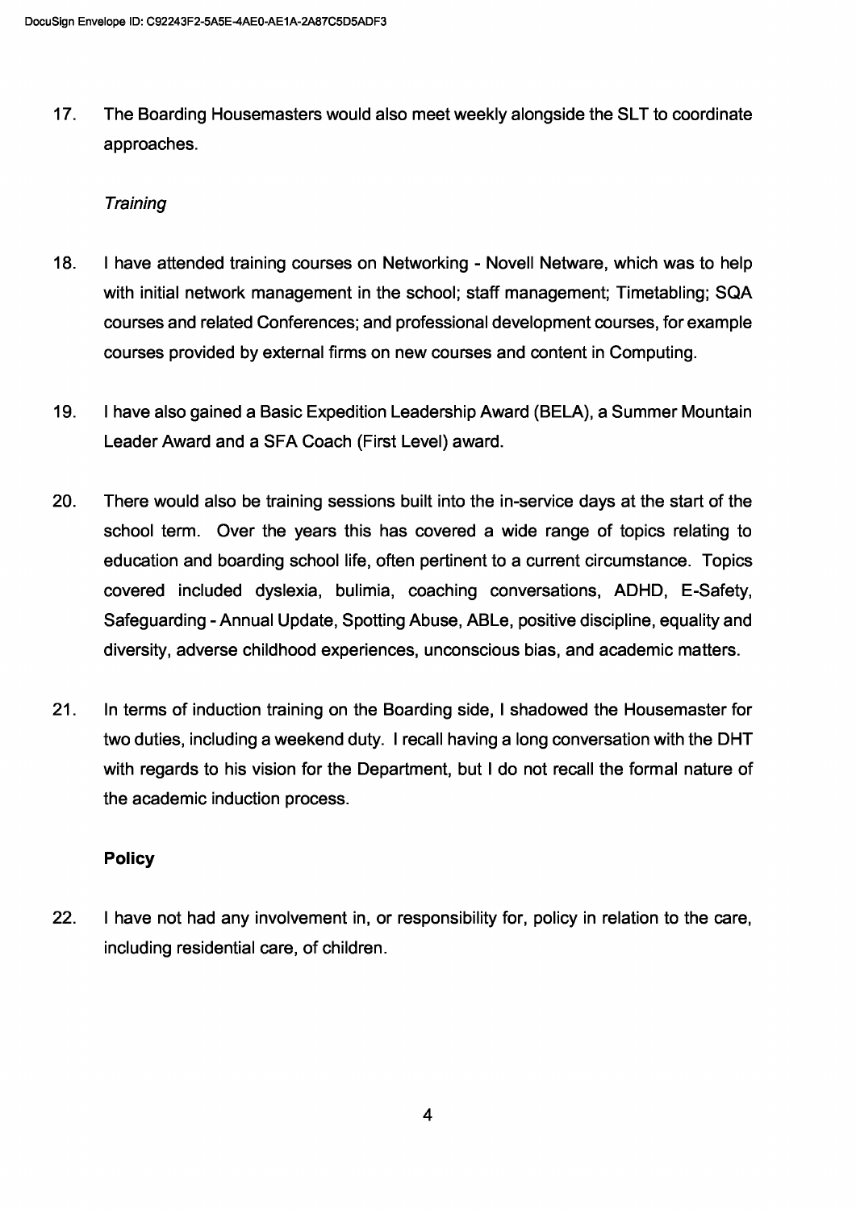17. The Boarding Housemasters would also meet weekly alongside the SLT to coordinate approaches.

*Training*

18. I have attended training courses on Networking - Novell Netware, which was to help with initial network management in the school; staff management; Timetabling; SQA courses and related Conferences; and professional development courses, for example courses provided by external firms on new courses and content in Computing.

19. I have also gained a Basic Expedition Leadership Award (BELA), a Summer Mountain Leader Award and a SFA Coach (First Level) award.

20. There would also be training sessions built into the in-service days at the start of the school term. Over the years this has covered a wide range of topics relating to education and boarding school life, often pertinent to a current circumstance. Topics covered included dyslexia, bulimia, coaching conversations, ADHD, E-Safety, Safeguarding - Annual Update, Spotting Abuse, ABLe, positive discipline, equality and diversity, adverse childhood experiences, unconscious bias, and academic matters.

21. In terms of induction training on the Boarding side, I shadowed the Housemaster for two duties, including a weekend duty. I recall having a long conversation with the DHT with regards to his vision for the Department, but I do not recall the formal nature of the academic induction process.

**Policy**

22. I have not had any involvement in, or responsibility for, policy in relation to the care, including residential care, of children.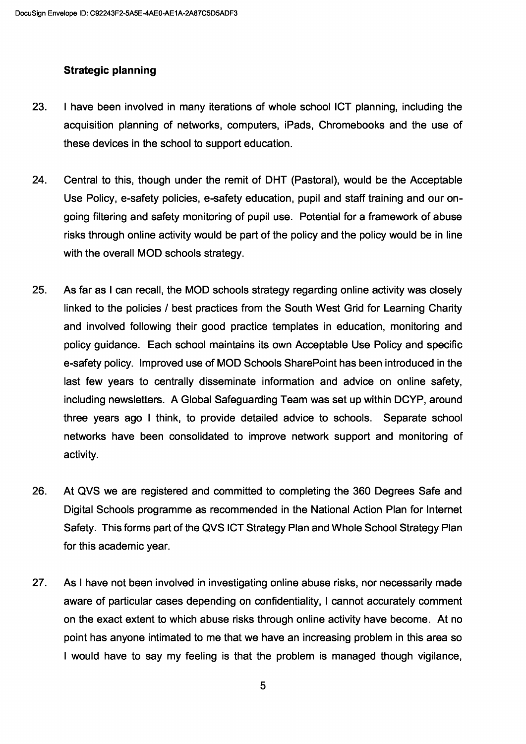**Strategic planning**

23. I have been involved in many iterations of whole school ICT planning, including the acquisition planning of networks, computers, iPads, Chromebooks and the use of these devices in the school to support education.

24. Central to this, though under the remit of DHT (Pastoral), would be the Acceptable Use Policy, e-safety policies, e-safety education, pupil and staff training and our on-going filtering and safety monitoring of pupil use. Potential for a framework of abuse risks through online activity would be part of the policy and the policy would be in line with the overall MOD schools strategy.

25. As far as I can recall, the MOD schools strategy regarding online activity was closely linked to the policies / best practices from the South West Grid for Learning Charity and involved following their good practice templates in education, monitoring and policy guidance. Each school maintains its own Acceptable Use Policy and specific e-safety policy. Improved use of MOD Schools SharePoint has been introduced in the last few years to centrally disseminate information and advice on online safety, including newsletters. A Global Safeguarding Team was set up within DCYP, around three years ago I think, to provide detailed advice to schools. Separate school networks have been consolidated to improve network support and monitoring of activity.

26. At QVS we are registered and committed to completing the 360 Degrees Safe and Digital Schools programme as recommended in the National Action Plan for Internet Safety. This forms part of the QVS ICT Strategy Plan and Whole School Strategy Plan for this academic year.

27. As I have not been involved in investigating online abuse risks, nor necessarily made aware of particular cases depending on confidentiality, I cannot accurately comment on the exact extent to which abuse risks through online activity have become. At no point has anyone intimated to me that we have an increasing problem in this area so I would have to say my feeling is that the problem is managed though vigilance,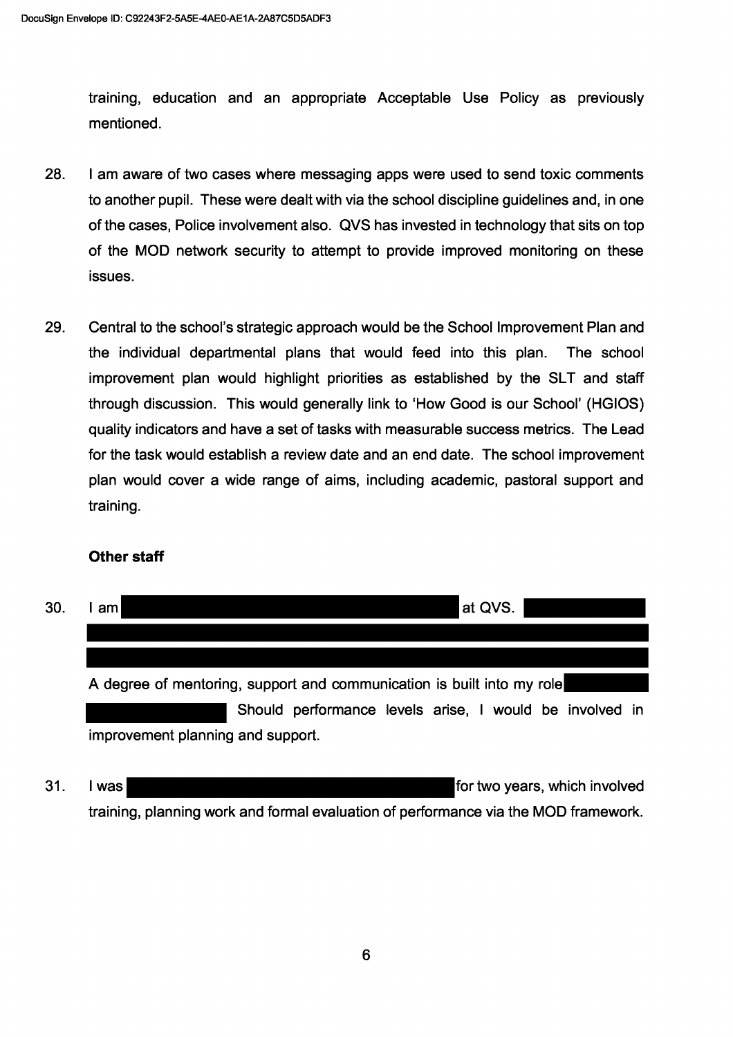training, education and an appropriate Acceptable Use Policy as previously mentioned.

28. I am aware of two cases where messaging apps were used to send toxic comments to another pupil. These were dealt with via the school discipline guidelines and, in one of the cases, Police involvement also. QVS has invested in technology that sits on top of the MOD network security to attempt to provide improved monitoring on these issues.

29. Central to the school's strategic approach would be the School Improvement Plan and the individual departmental plans that would feed into this plan. The school improvement plan would highlight priorities as established by the SLT and staff through discussion. This would generally link to 'How Good is our School' (HGIOS) quality indicators and have a set of tasks with measurable success metrics. The Lead for the task would establish a review date and an end date. The school improvement plan would cover a wide range of aims, including academic, pastoral support and training.

**Other staff**

30. I am [REDACTED] at QVS. [REDACTED] A degree of mentoring, support and communication is built into my role [REDACTED] Should performance levels arise, I would be involved in improvement planning and support.

31. I was [REDACTED] for two years, which involved training, planning work and formal evaluation of performance via the MOD framework.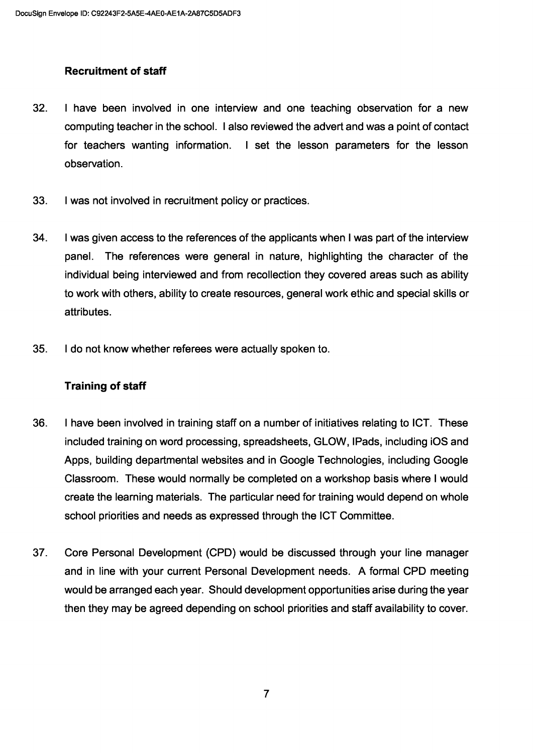### Recruitment of staff

32. I have been involved in one interview and one teaching observation for a new computing teacher in the school. I also reviewed the advert and was a point of contact for teachers wanting information. I set the lesson parameters for the lesson observation.

33. I was not involved in recruitment policy or practices.

34. I was given access to the references of the applicants when I was part of the interview panel. The references were general in nature, highlighting the character of the individual being interviewed and from recollection they covered areas such as ability to work with others, ability to create resources, general work ethic and special skills or attributes.

35. I do not know whether referees were actually spoken to.

### Training of staff

36. I have been involved in training staff on a number of initiatives relating to ICT. These included training on word processing, spreadsheets, GLOW, IPads, including iOS and Apps, building departmental websites and in Google Technologies, including Google Classroom. These would normally be completed on a workshop basis where I would create the learning materials. The particular need for training would depend on whole school priorities and needs as expressed through the ICT Committee.

37. Core Personal Development (CPD) would be discussed through your line manager and in line with your current Personal Development needs. A formal CPD meeting would be arranged each year. Should development opportunities arise during the year then they may be agreed depending on school priorities and staff availability to cover.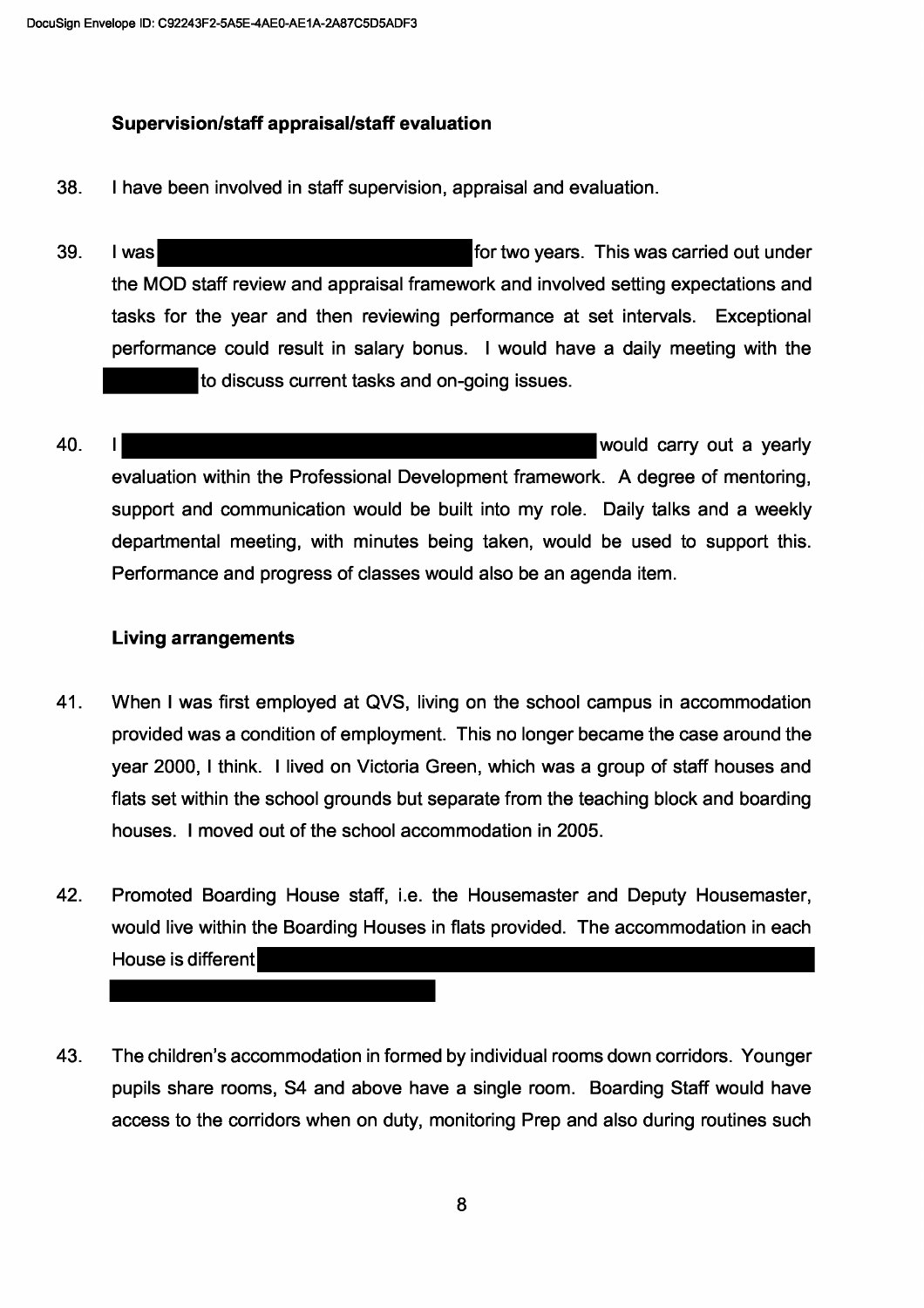**Supervision/staff appraisal/staff evaluation**

38. I have been involved in staff supervision, appraisal and evaluation.

39. I was [redacted] for two years. This was carried out under the MOD staff review and appraisal framework and involved setting expectations and tasks for the year and then reviewing performance at set intervals. Exceptional performance could result in salary bonus. I would have a daily meeting with the [redacted] to discuss current tasks and on-going issues.

40. I [redacted] would carry out a yearly evaluation within the Professional Development framework. A degree of mentoring, support and communication would be built into my role. Daily talks and a weekly departmental meeting, with minutes being taken, would be used to support this. Performance and progress of classes would also be an agenda item.

**Living arrangements**

41. When I was first employed at QVS, living on the school campus in accommodation provided was a condition of employment. This no longer became the case around the year 2000, I think. I lived on Victoria Green, which was a group of staff houses and flats set within the school grounds but separate from the teaching block and boarding houses. I moved out of the school accommodation in 2005.

42. Promoted Boarding House staff, i.e. the Housemaster and Deputy Housemaster, would live within the Boarding Houses in flats provided. The accommodation in each House is different [redacted]

43. The children's accommodation in formed by individual rooms down corridors. Younger pupils share rooms, S4 and above have a single room. Boarding Staff would have access to the corridors when on duty, monitoring Prep and also during routines such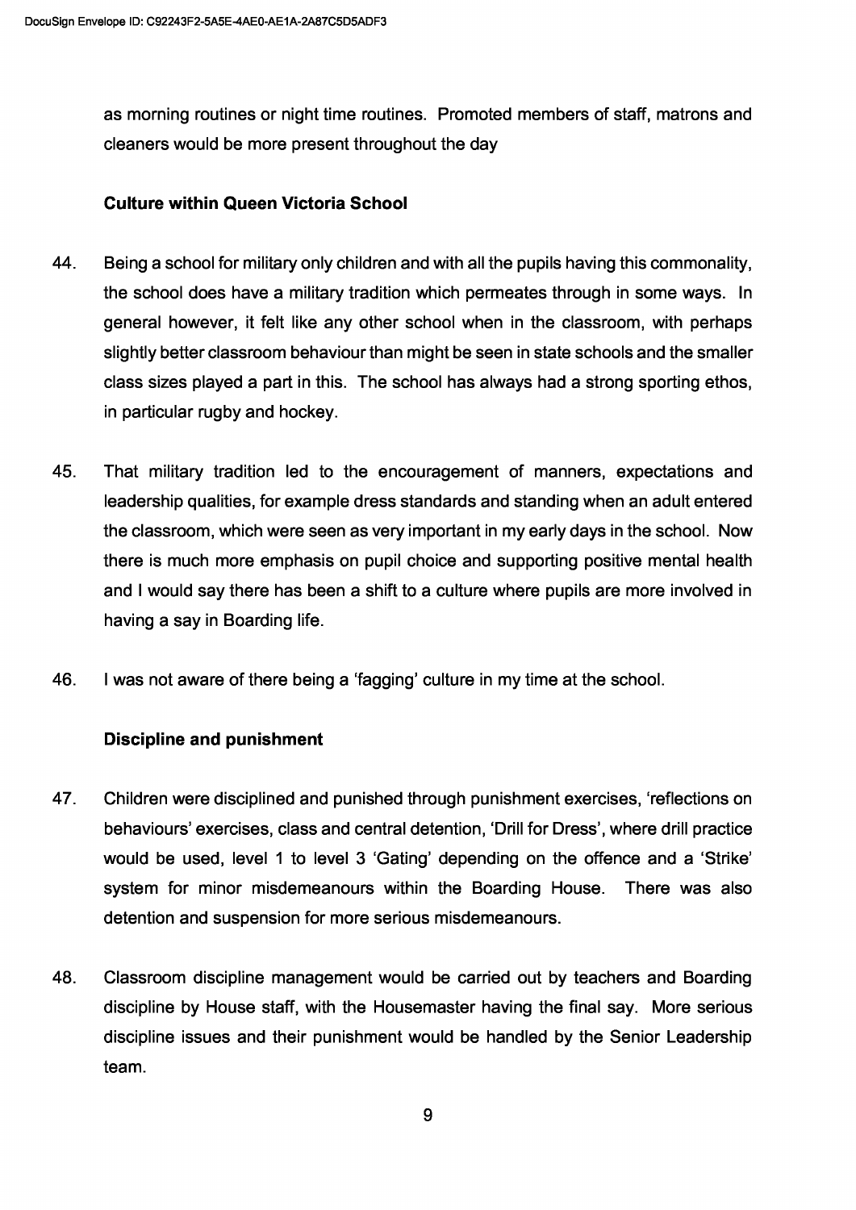as morning routines or night time routines. Promoted members of staff, matrons and cleaners would be more present throughout the day

### Culture within Queen Victoria School

44. Being a school for military only children and with all the pupils having this commonality, the school does have a military tradition which permeates through in some ways. In general however, it felt like any other school when in the classroom, with perhaps slightly better classroom behaviour than might be seen in state schools and the smaller class sizes played a part in this. The school has always had a strong sporting ethos, in particular rugby and hockey.

45. That military tradition led to the encouragement of manners, expectations and leadership qualities, for example dress standards and standing when an adult entered the classroom, which were seen as very important in my early days in the school. Now there is much more emphasis on pupil choice and supporting positive mental health and I would say there has been a shift to a culture where pupils are more involved in having a say in Boarding life.

46. I was not aware of there being a 'fagging' culture in my time at the school.

### Discipline and punishment

47. Children were disciplined and punished through punishment exercises, 'reflections on behaviours' exercises, class and central detention, 'Drill for Dress', where drill practice would be used, level 1 to level 3 'Gating' depending on the offence and a 'Strike' system for minor misdemeanours within the Boarding House. There was also detention and suspension for more serious misdemeanours.

48. Classroom discipline management would be carried out by teachers and Boarding discipline by House staff, with the Housemaster having the final say. More serious discipline issues and their punishment would be handled by the Senior Leadership team.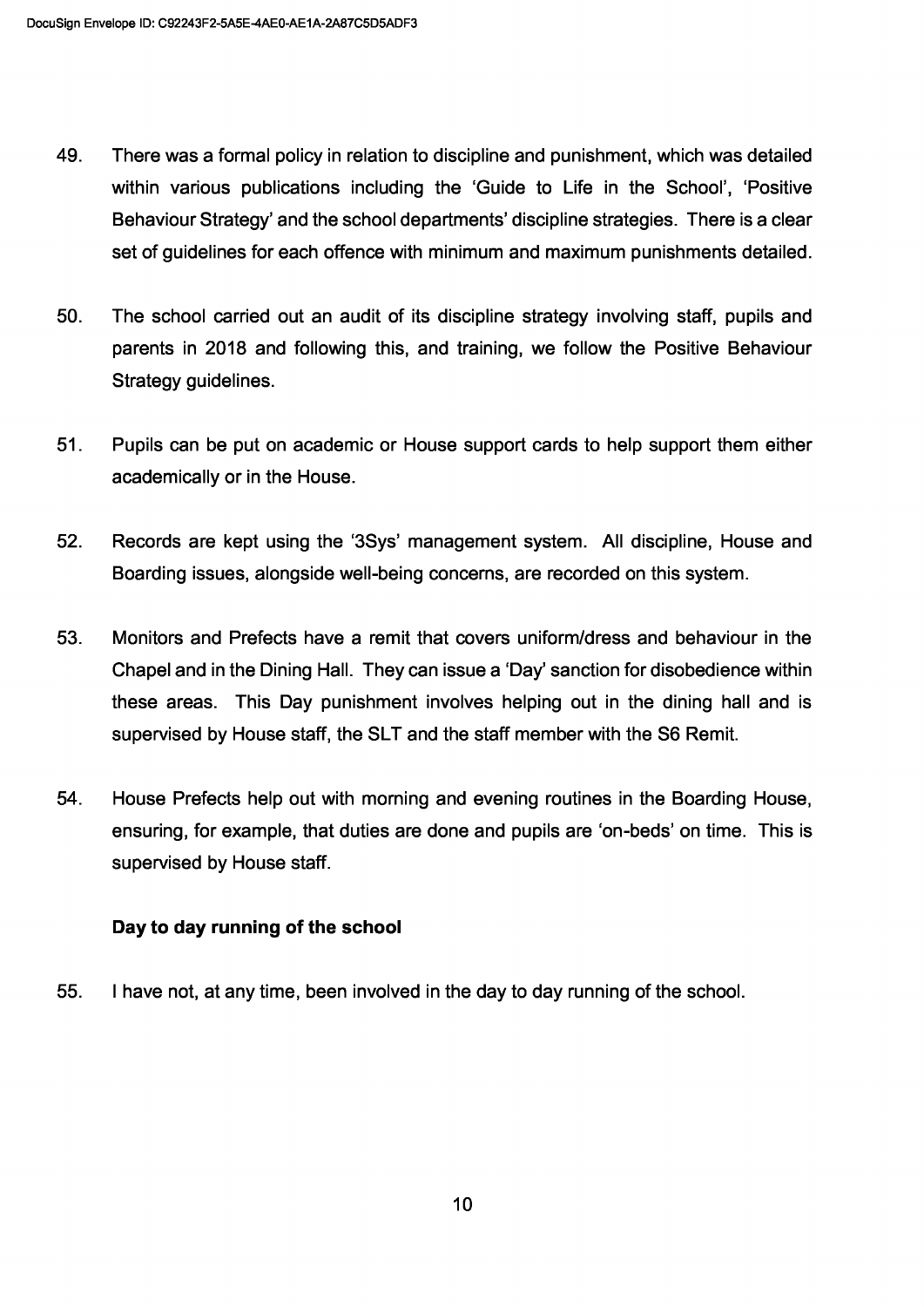49. There was a formal policy in relation to discipline and punishment, which was detailed within various publications including the 'Guide to Life in the School', 'Positive Behaviour Strategy' and the school departments' discipline strategies. There is a clear set of guidelines for each offence with minimum and maximum punishments detailed.

50. The school carried out an audit of its discipline strategy involving staff, pupils and parents in 2018 and following this, and training, we follow the Positive Behaviour Strategy guidelines.

51. Pupils can be put on academic or House support cards to help support them either academically or in the House.

52. Records are kept using the '3Sys' management system. All discipline, House and Boarding issues, alongside well-being concerns, are recorded on this system.

53. Monitors and Prefects have a remit that covers uniform/dress and behaviour in the Chapel and in the Dining Hall. They can issue a 'Day' sanction for disobedience within these areas. This Day punishment involves helping out in the dining hall and is supervised by House staff, the SLT and the staff member with the S6 Remit.

54. House Prefects help out with morning and evening routines in the Boarding House, ensuring, for example, that duties are done and pupils are 'on-beds' on time. This is supervised by House staff.

**Day to day running of the school**

55. I have not, at any time, been involved in the day to day running of the school.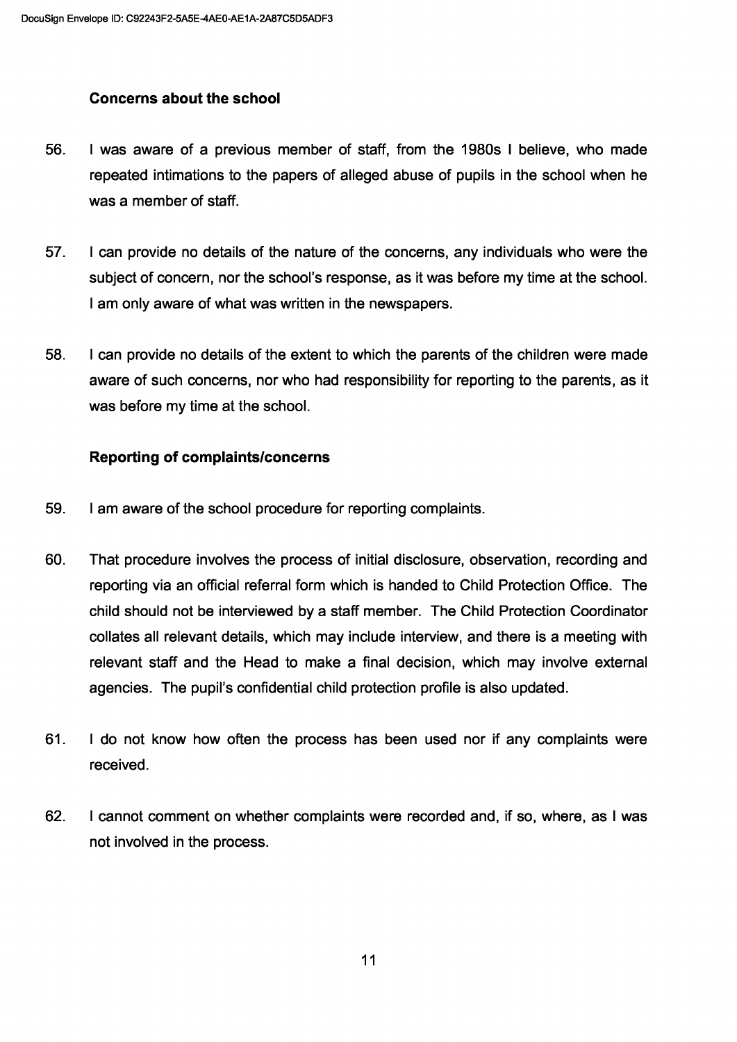### Concerns about the school

56. I was aware of a previous member of staff, from the 1980s I believe, who made repeated intimations to the papers of alleged abuse of pupils in the school when he was a member of staff.

57. I can provide no details of the nature of the concerns, any individuals who were the subject of concern, nor the school's response, as it was before my time at the school. I am only aware of what was written in the newspapers.

58. I can provide no details of the extent to which the parents of the children were made aware of such concerns, nor who had responsibility for reporting to the parents, as it was before my time at the school.

### Reporting of complaints/concerns

59. I am aware of the school procedure for reporting complaints.

60. That procedure involves the process of initial disclosure, observation, recording and reporting via an official referral form which is handed to Child Protection Office. The child should not be interviewed by a staff member. The Child Protection Coordinator collates all relevant details, which may include interview, and there is a meeting with relevant staff and the Head to make a final decision, which may involve external agencies. The pupil's confidential child protection profile is also updated.

61. I do not know how often the process has been used nor if any complaints were received.

62. I cannot comment on whether complaints were recorded and, if so, where, as I was not involved in the process.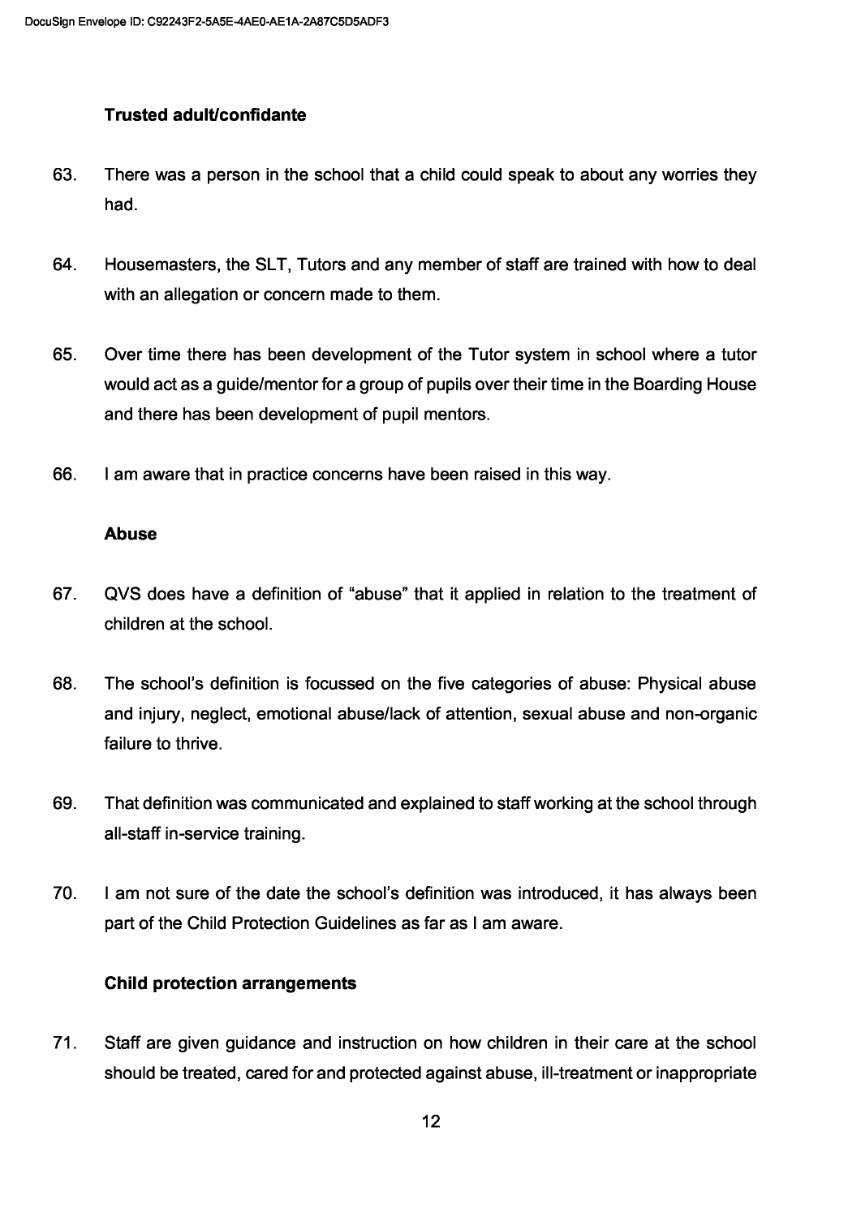**Trusted adult/confidante**

63. There was a person in the school that a child could speak to about any worries they had.

64. Housemasters, the SLT, Tutors and any member of staff are trained with how to deal with an allegation or concern made to them.

65. Over time there has been development of the Tutor system in school where a tutor would act as a guide/mentor for a group of pupils over their time in the Boarding House and there has been development of pupil mentors.

66. I am aware that in practice concerns have been raised in this way.

**Abuse**

67. QVS does have a definition of "abuse" that it applied in relation to the treatment of children at the school.

68. The school's definition is focussed on the five categories of abuse: Physical abuse and injury, neglect, emotional abuse/lack of attention, sexual abuse and non-organic failure to thrive.

69. That definition was communicated and explained to staff working at the school through all-staff in-service training.

70. I am not sure of the date the school's definition was introduced, it has always been part of the Child Protection Guidelines as far as I am aware.

**Child protection arrangements**

71. Staff are given guidance and instruction on how children in their care at the school should be treated, cared for and protected against abuse, ill-treatment or inappropriate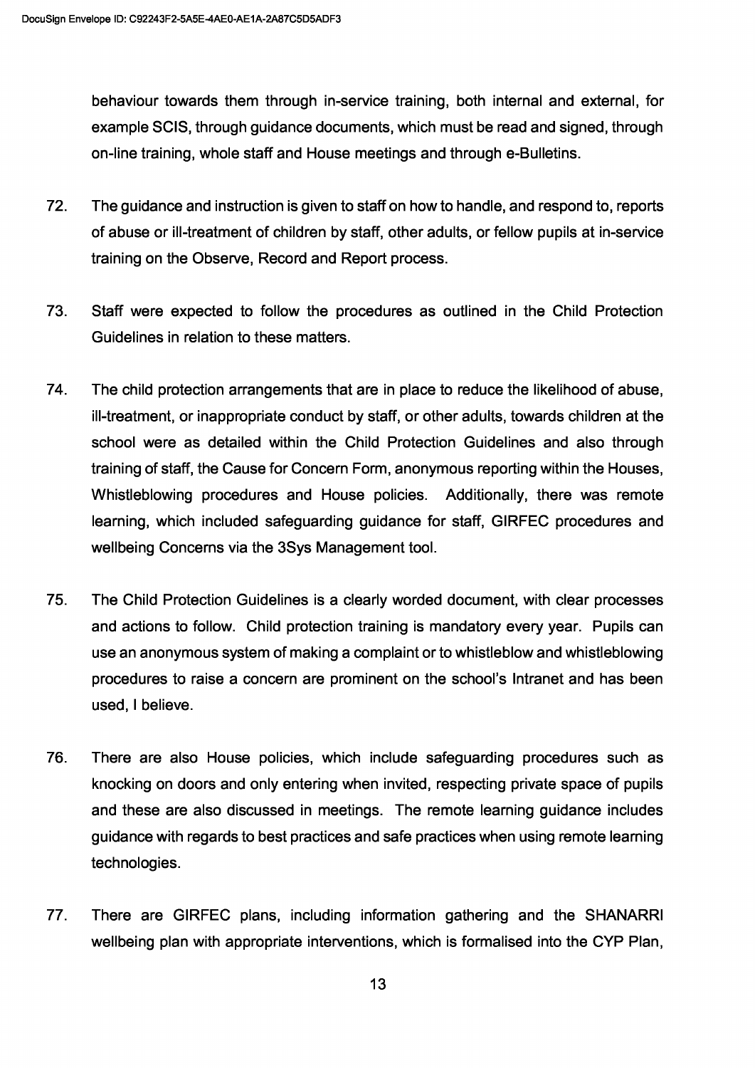behaviour towards them through in-service training, both internal and external, for example SCIS, through guidance documents, which must be read and signed, through on-line training, whole staff and House meetings and through e-Bulletins.

72. The guidance and instruction is given to staff on how to handle, and respond to, reports of abuse or ill-treatment of children by staff, other adults, or fellow pupils at in-service training on the Observe, Record and Report process.

73. Staff were expected to follow the procedures as outlined in the Child Protection Guidelines in relation to these matters.

74. The child protection arrangements that are in place to reduce the likelihood of abuse, ill-treatment, or inappropriate conduct by staff, or other adults, towards children at the school were as detailed within the Child Protection Guidelines and also through training of staff, the Cause for Concern Form, anonymous reporting within the Houses, Whistleblowing procedures and House policies. Additionally, there was remote learning, which included safeguarding guidance for staff, GIRFEC procedures and wellbeing Concerns via the 3Sys Management tool.

75. The Child Protection Guidelines is a clearly worded document, with clear processes and actions to follow. Child protection training is mandatory every year. Pupils can use an anonymous system of making a complaint or to whistleblow and whistleblowing procedures to raise a concern are prominent on the school's Intranet and has been used, I believe.

76. There are also House policies, which include safeguarding procedures such as knocking on doors and only entering when invited, respecting private space of pupils and these are also discussed in meetings. The remote learning guidance includes guidance with regards to best practices and safe practices when using remote learning technologies.

77. There are GIRFEC plans, including information gathering and the SHANARRI wellbeing plan with appropriate interventions, which is formalised into the CYP Plan,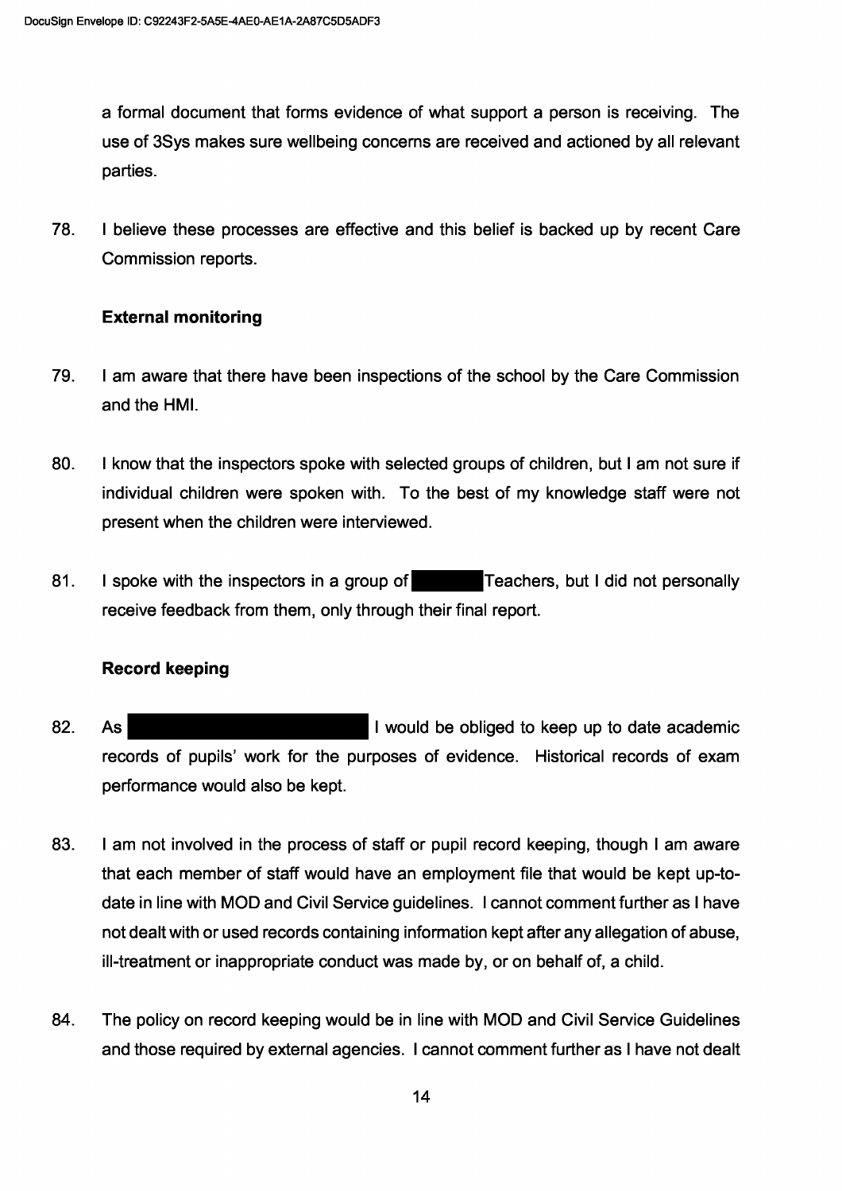a formal document that forms evidence of what support a person is receiving. The use of 3Sys makes sure wellbeing concerns are received and actioned by all relevant parties.

78. I believe these processes are effective and this belief is backed up by recent Care Commission reports.

**External monitoring**

79. I am aware that there have been inspections of the school by the Care Commission and the HMI.

80. I know that the inspectors spoke with selected groups of children, but I am not sure if individual children were spoken with. To the best of my knowledge staff were not present when the children were interviewed.

81. I spoke with the inspectors in a group of [REDACTED] Teachers, but I did not personally receive feedback from them, only through their final report.

**Record keeping**

82. As [REDACTED] I would be obliged to keep up to date academic records of pupils' work for the purposes of evidence. Historical records of exam performance would also be kept.

83. I am not involved in the process of staff or pupil record keeping, though I am aware that each member of staff would have an employment file that would be kept up-to-date in line with MOD and Civil Service guidelines. I cannot comment further as I have not dealt with or used records containing information kept after any allegation of abuse, ill-treatment or inappropriate conduct was made by, or on behalf of, a child.

84. The policy on record keeping would be in line with MOD and Civil Service Guidelines and those required by external agencies. I cannot comment further as I have not dealt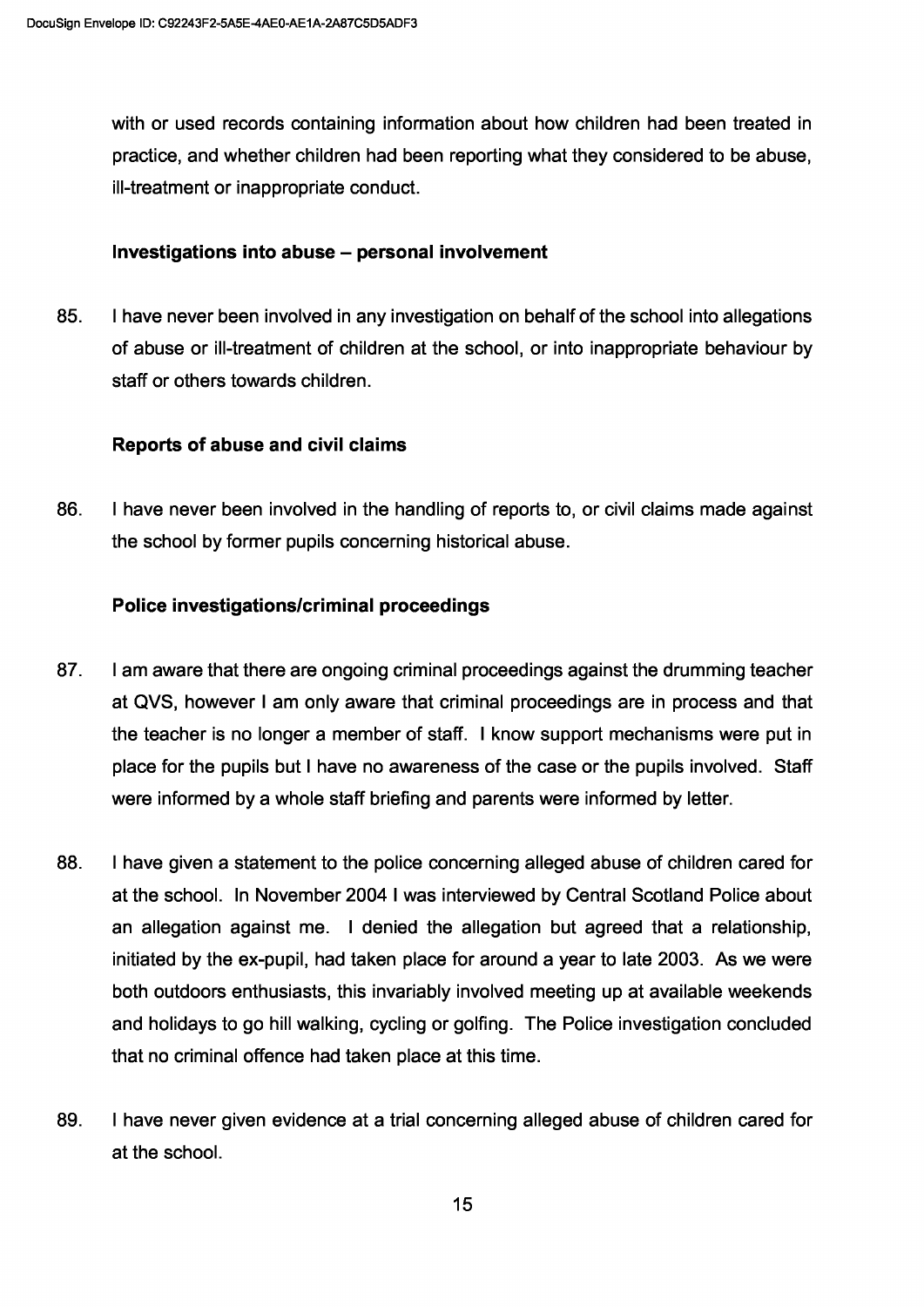with or used records containing information about how children had been treated in practice, and whether children had been reporting what they considered to be abuse, ill-treatment or inappropriate conduct.

### Investigations into abuse – personal involvement

85. I have never been involved in any investigation on behalf of the school into allegations of abuse or ill-treatment of children at the school, or into inappropriate behaviour by staff or others towards children.

### Reports of abuse and civil claims

86. I have never been involved in the handling of reports to, or civil claims made against the school by former pupils concerning historical abuse.

### Police investigations/criminal proceedings

87. I am aware that there are ongoing criminal proceedings against the drumming teacher at QVS, however I am only aware that criminal proceedings are in process and that the teacher is no longer a member of staff. I know support mechanisms were put in place for the pupils but I have no awareness of the case or the pupils involved. Staff were informed by a whole staff briefing and parents were informed by letter.

88. I have given a statement to the police concerning alleged abuse of children cared for at the school. In November 2004 I was interviewed by Central Scotland Police about an allegation against me. I denied the allegation but agreed that a relationship, initiated by the ex-pupil, had taken place for around a year to late 2003. As we were both outdoors enthusiasts, this invariably involved meeting up at available weekends and holidays to go hill walking, cycling or golfing. The Police investigation concluded that no criminal offence had taken place at this time.

89. I have never given evidence at a trial concerning alleged abuse of children cared for at the school.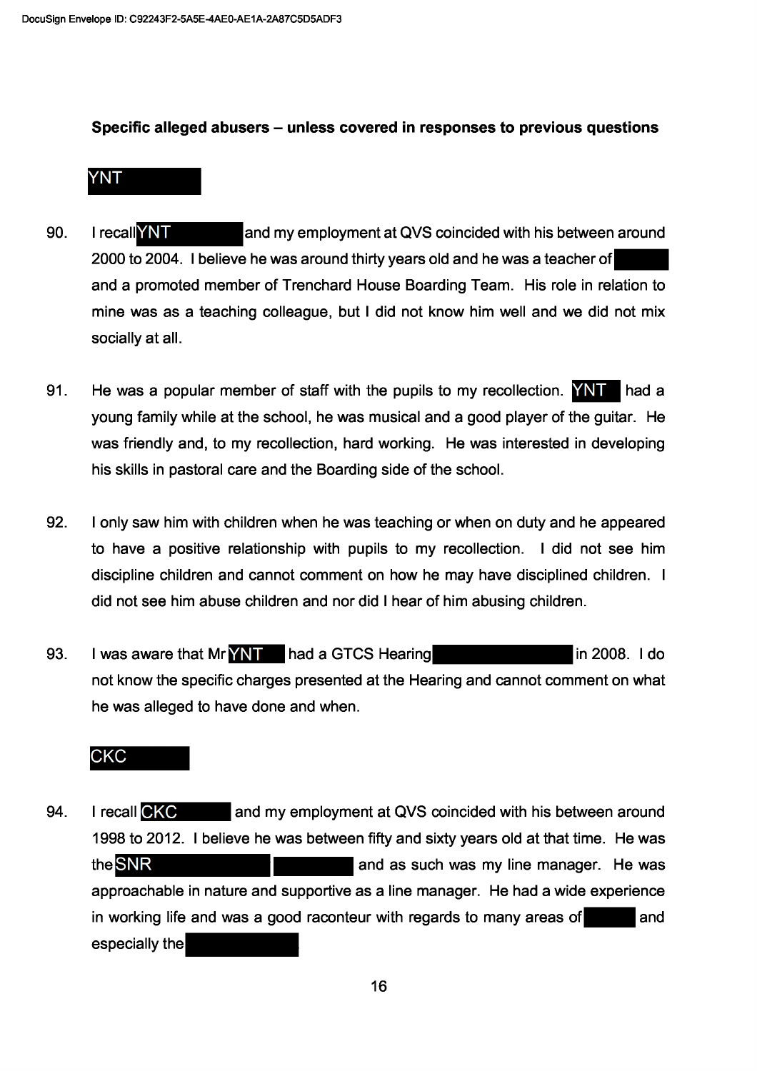**Specific alleged abusers – unless covered in responses to previous questions**

**YNT**

90. I recall YNT and my employment at QVS coincided with his between around 2000 to 2004. I believe he was around thirty years old and he was a teacher of and a promoted member of Trenchard House Boarding Team. His role in relation to mine was as a teaching colleague, but I did not know him well and we did not mix socially at all.

91. He was a popular member of staff with the pupils to my recollection. YNT had a young family while at the school, he was musical and a good player of the guitar. He was friendly and, to my recollection, hard working. He was interested in developing his skills in pastoral care and the Boarding side of the school.

92. I only saw him with children when he was teaching or when on duty and he appeared to have a positive relationship with pupils to my recollection. I did not see him discipline children and cannot comment on how he may have disciplined children. I did not see him abuse children and nor did I hear of him abusing children.

93. I was aware that Mr YNT had a GTCS Hearing in 2008. I do not know the specific charges presented at the Hearing and cannot comment on what he was alleged to have done and when.

**CKC**

94. I recall CKC and my employment at QVS coincided with his between around 1998 to 2012. I believe he was between fifty and sixty years old at that time. He was the SNR and as such was my line manager. He was approachable in nature and supportive as a line manager. He had a wide experience in working life and was a good raconteur with regards to many areas of and especially the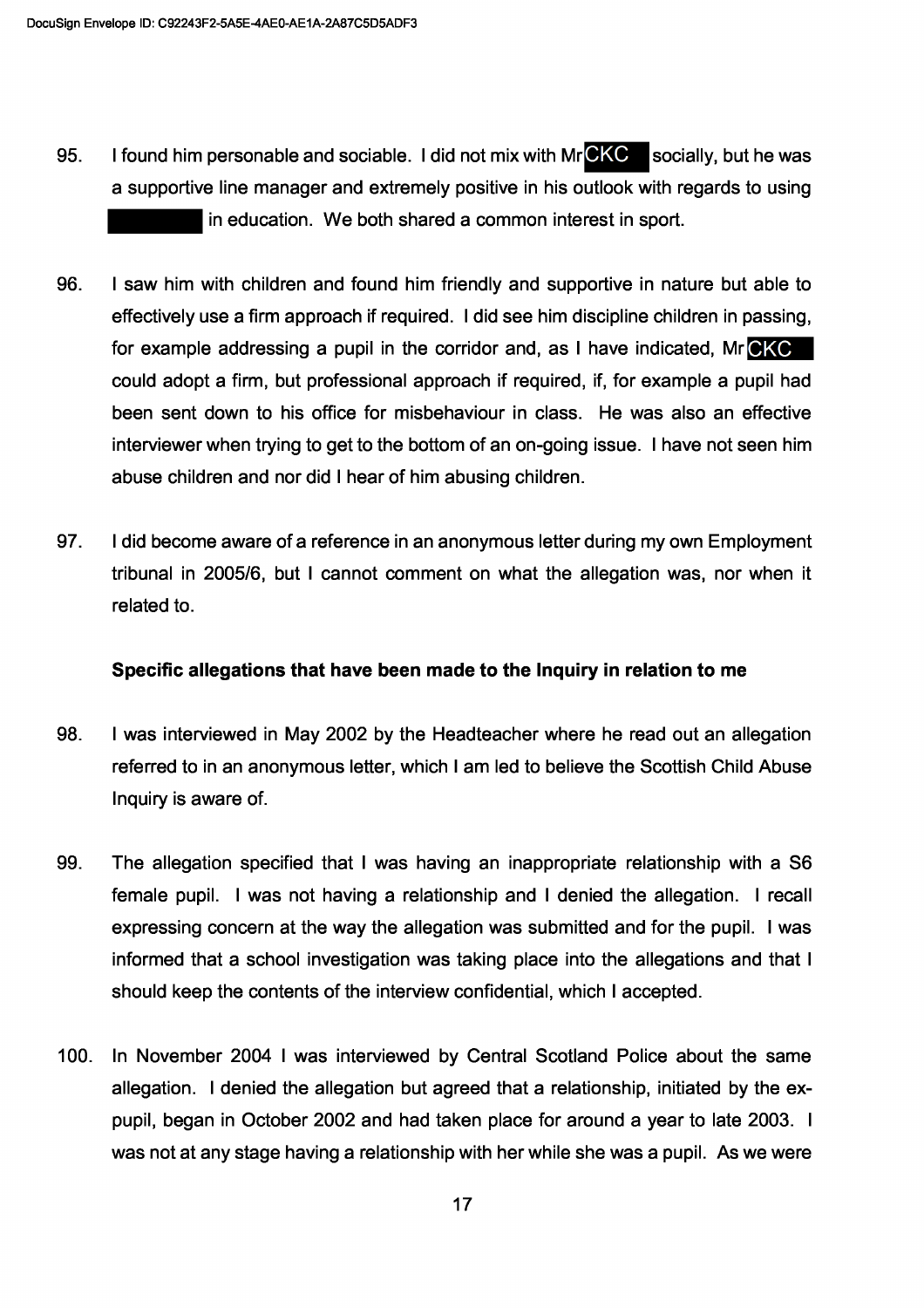95. I found him personable and sociable. I did not mix with Mr CKC socially, but he was a supportive line manager and extremely positive in his outlook with regards to using [REDACTED] in education. We both shared a common interest in sport.

96. I saw him with children and found him friendly and supportive in nature but able to effectively use a firm approach if required. I did see him discipline children in passing, for example addressing a pupil in the corridor and, as I have indicated, Mr CKC could adopt a firm, but professional approach if required, if, for example a pupil had been sent down to his office for misbehaviour in class. He was also an effective interviewer when trying to get to the bottom of an on-going issue. I have not seen him abuse children and nor did I hear of him abusing children.

97. I did become aware of a reference in an anonymous letter during my own Employment tribunal in 2005/6, but I cannot comment on what the allegation was, nor when it related to.

**Specific allegations that have been made to the Inquiry in relation to me**

98. I was interviewed in May 2002 by the Headteacher where he read out an allegation referred to in an anonymous letter, which I am led to believe the Scottish Child Abuse Inquiry is aware of.

99. The allegation specified that I was having an inappropriate relationship with a S6 female pupil. I was not having a relationship and I denied the allegation. I recall expressing concern at the way the allegation was submitted and for the pupil. I was informed that a school investigation was taking place into the allegations and that I should keep the contents of the interview confidential, which I accepted.

100. In November 2004 I was interviewed by Central Scotland Police about the same allegation. I denied the allegation but agreed that a relationship, initiated by the ex-pupil, began in October 2002 and had taken place for around a year to late 2003. I was not at any stage having a relationship with her while she was a pupil. As we were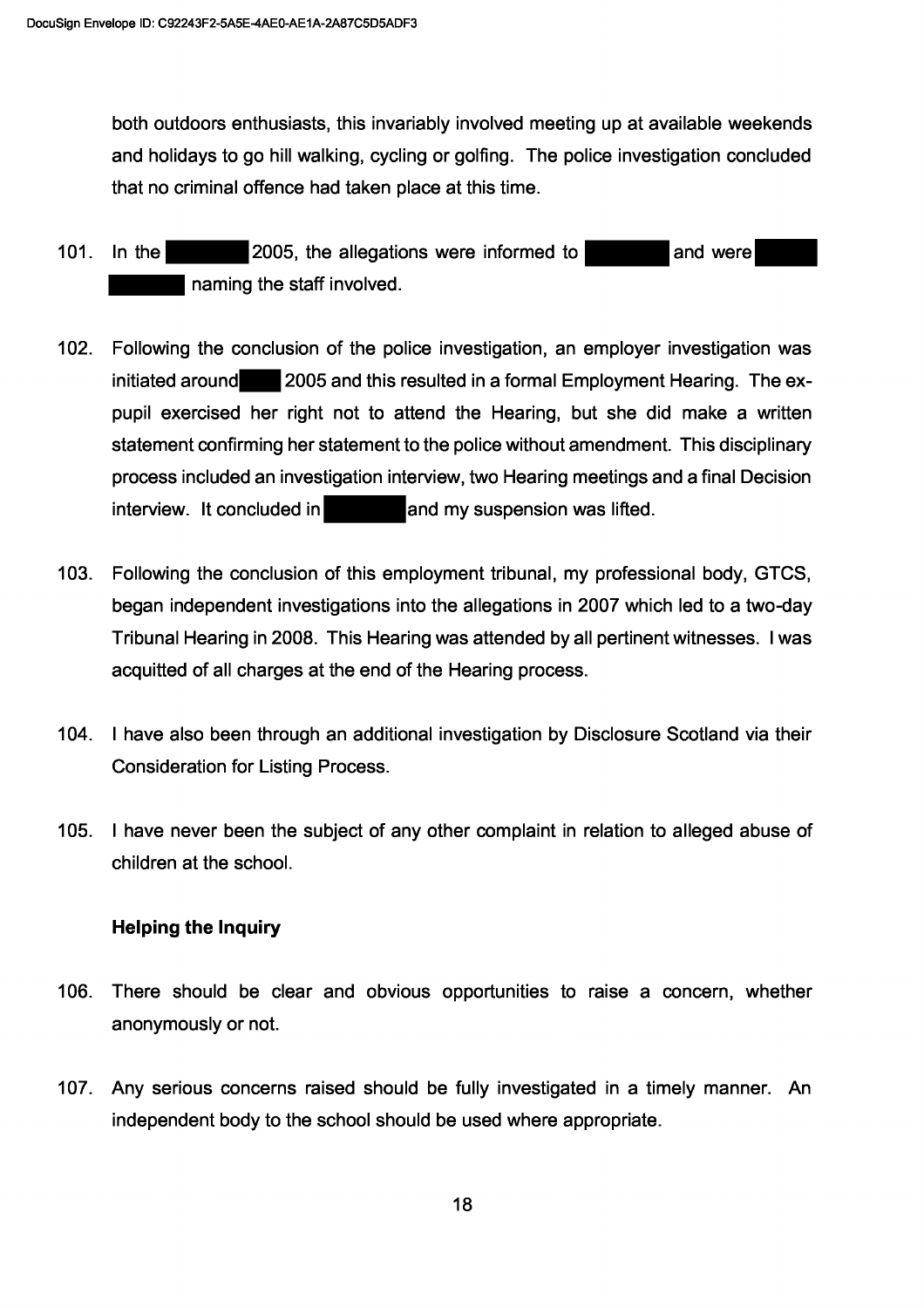both outdoors enthusiasts, this invariably involved meeting up at available weekends and holidays to go hill walking, cycling or golfing. The police investigation concluded that no criminal offence had taken place at this time.

101. In the ██████ 2005, the allegations were informed to ██████ and were ██████ ██████ naming the staff involved.

102. Following the conclusion of the police investigation, an employer investigation was initiated around ██ 2005 and this resulted in a formal Employment Hearing. The ex-pupil exercised her right not to attend the Hearing, but she did make a written statement confirming her statement to the police without amendment. This disciplinary process included an investigation interview, two Hearing meetings and a final Decision interview. It concluded in ██████ and my suspension was lifted.

103. Following the conclusion of this employment tribunal, my professional body, GTCS, began independent investigations into the allegations in 2007 which led to a two-day Tribunal Hearing in 2008. This Hearing was attended by all pertinent witnesses. I was acquitted of all charges at the end of the Hearing process.

104. I have also been through an additional investigation by Disclosure Scotland via their Consideration for Listing Process.

105. I have never been the subject of any other complaint in relation to alleged abuse of children at the school.

**Helping the Inquiry**

106. There should be clear and obvious opportunities to raise a concern, whether anonymously or not.

107. Any serious concerns raised should be fully investigated in a timely manner. An independent body to the school should be used where appropriate.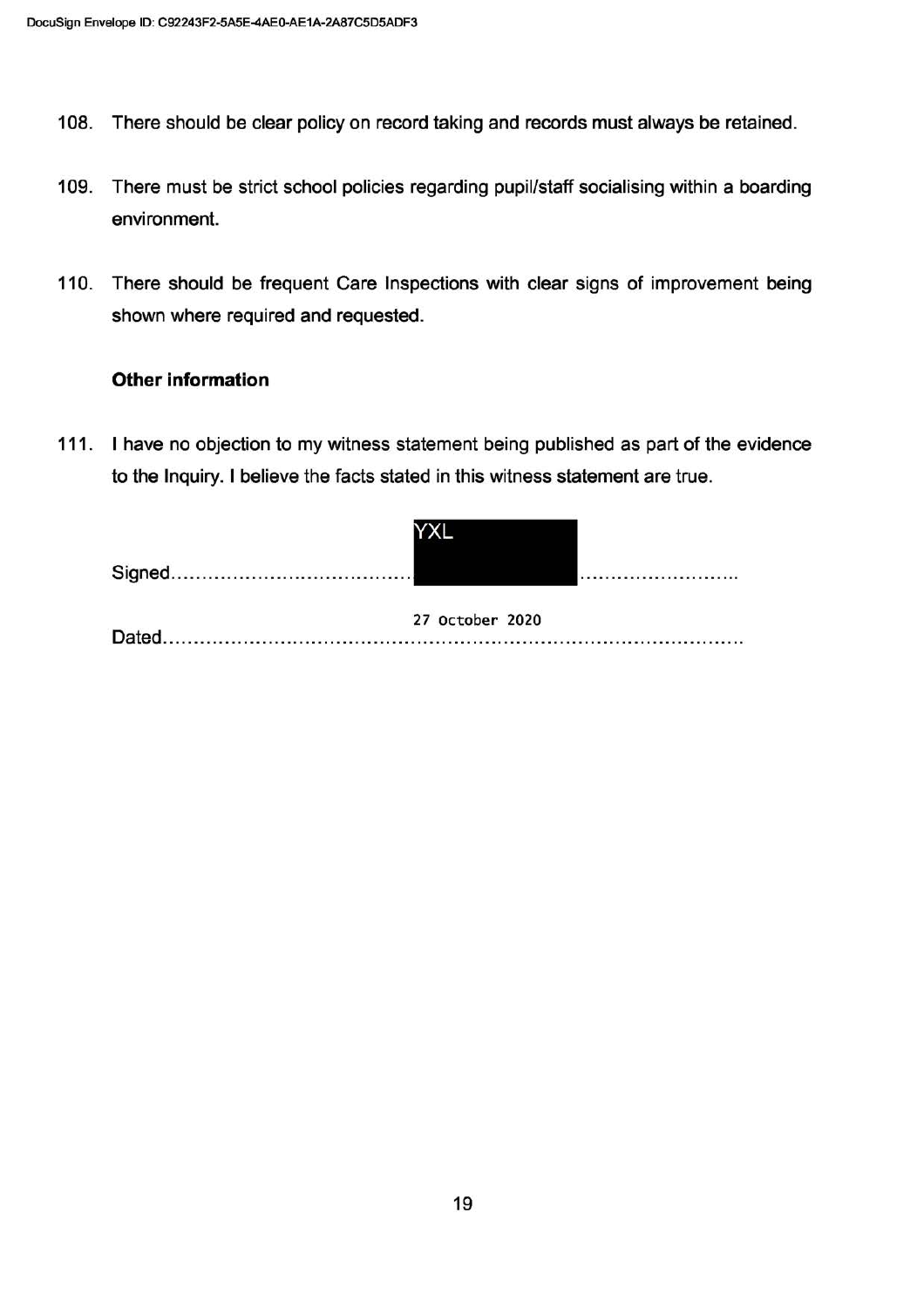108. There should be clear policy on record taking and records must always be retained.

109. There must be strict school policies regarding pupil/staff socialising within a boarding environment.

110. There should be frequent Care Inspections with clear signs of improvement being shown where required and requested.

**Other information**

111. I have no objection to my witness statement being published as part of the evidence to the Inquiry. I believe the facts stated in this witness statement are true.

Signed...................................... YXL ..........................

Dated.................... 27 October 2020 ....................